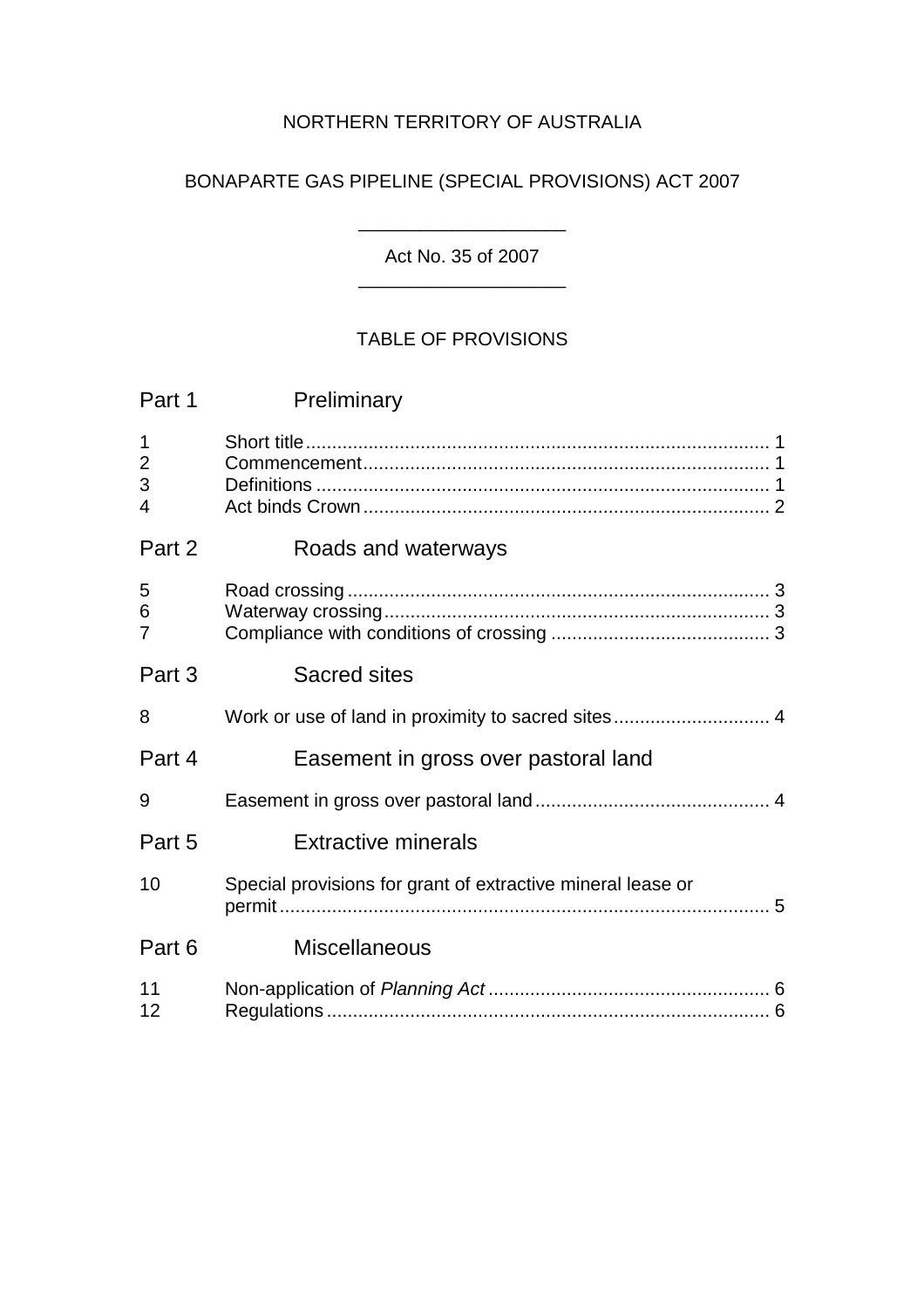NORTHERN TERRITORY OF AUSTRALIA

BONAPARTE GAS PIPELINE (SPECIAL PROVISIONS) ACT 2007

---

Act No. 35 of 2007

---

TABLE OF PROVISIONS

## Part 1 Preliminary

1 Short title ........................................................................................ 1
2 Commencement............................................................................. 1
3 Definitions ...................................................................................... 1
4 Act binds Crown ............................................................................. 2

## Part 2 Roads and waterways

5 Road crossing ................................................................................. 3
6 Waterway crossing.......................................................................... 3
7 Compliance with conditions of crossing .......................................... 3

## Part 3 Sacred sites

8 Work or use of land in proximity to sacred sites .............................. 4

## Part 4 Easement in gross over pastoral land

9 Easement in gross over pastoral land ............................................. 4

## Part 5 Extractive minerals

10 Special provisions for grant of extractive mineral lease or permit ............................................................................................. 5

## Part 6 Miscellaneous

11 Non-application of *Planning Act* ...................................................... 6
12 Regulations ..................................................................................... 6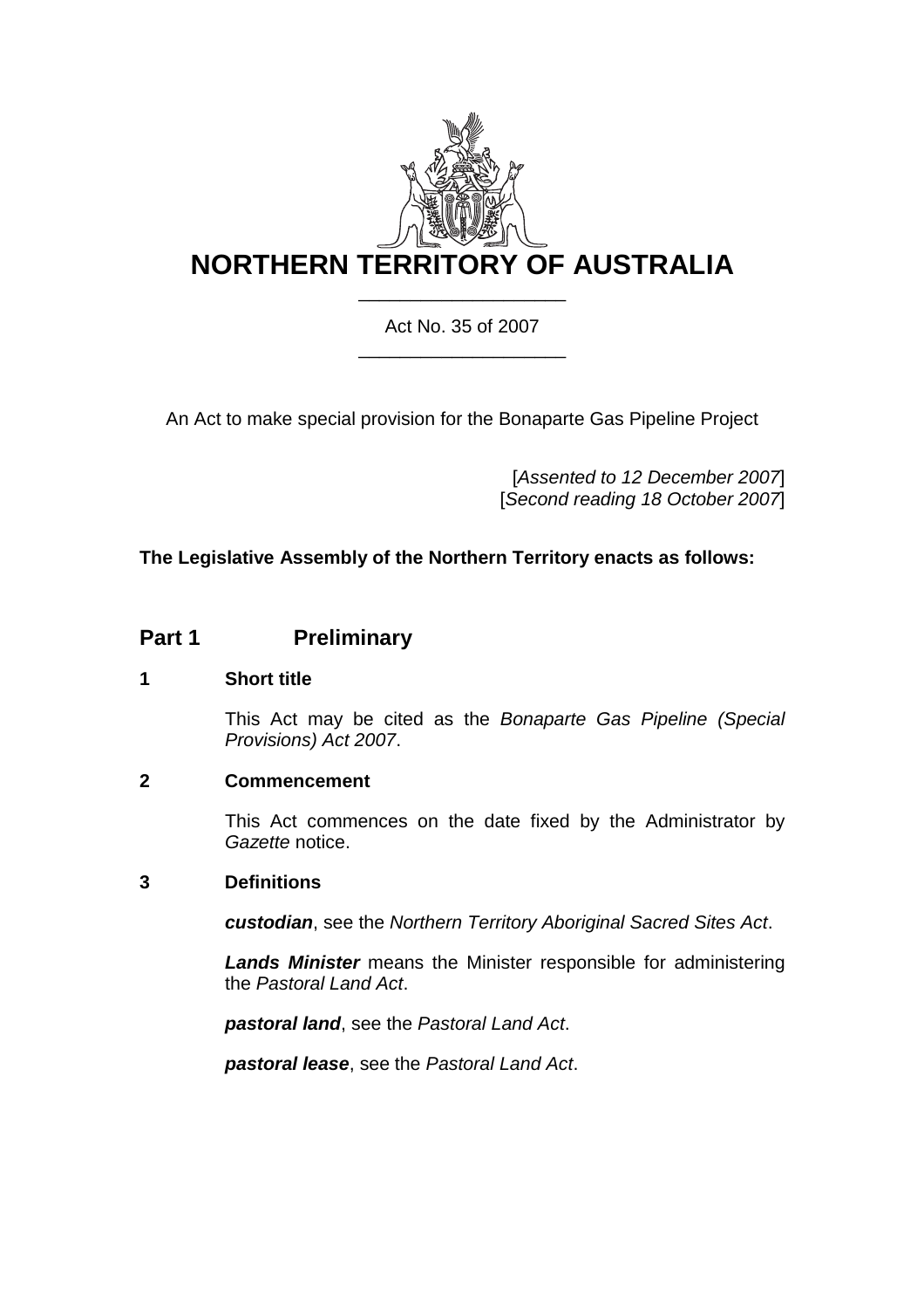# NORTHERN TERRITORY OF AUSTRALIA

Act No. 35 of 2007

An Act to make special provision for the Bonaparte Gas Pipeline Project

[*Assented to 12 December 2007*]
[*Second reading 18 October 2007*]

**The Legislative Assembly of the Northern Territory enacts as follows:**

## Part 1 Preliminary

### 1 Short title

This Act may be cited as the *Bonaparte Gas Pipeline (Special Provisions) Act 2007*.

### 2 Commencement

This Act commences on the date fixed by the Administrator by *Gazette* notice.

### 3 Definitions

***custodian***, see the *Northern Territory Aboriginal Sacred Sites Act*.

***Lands Minister*** means the Minister responsible for administering the *Pastoral Land Act*.

***pastoral land***, see the *Pastoral Land Act*.

***pastoral lease***, see the *Pastoral Land Act*.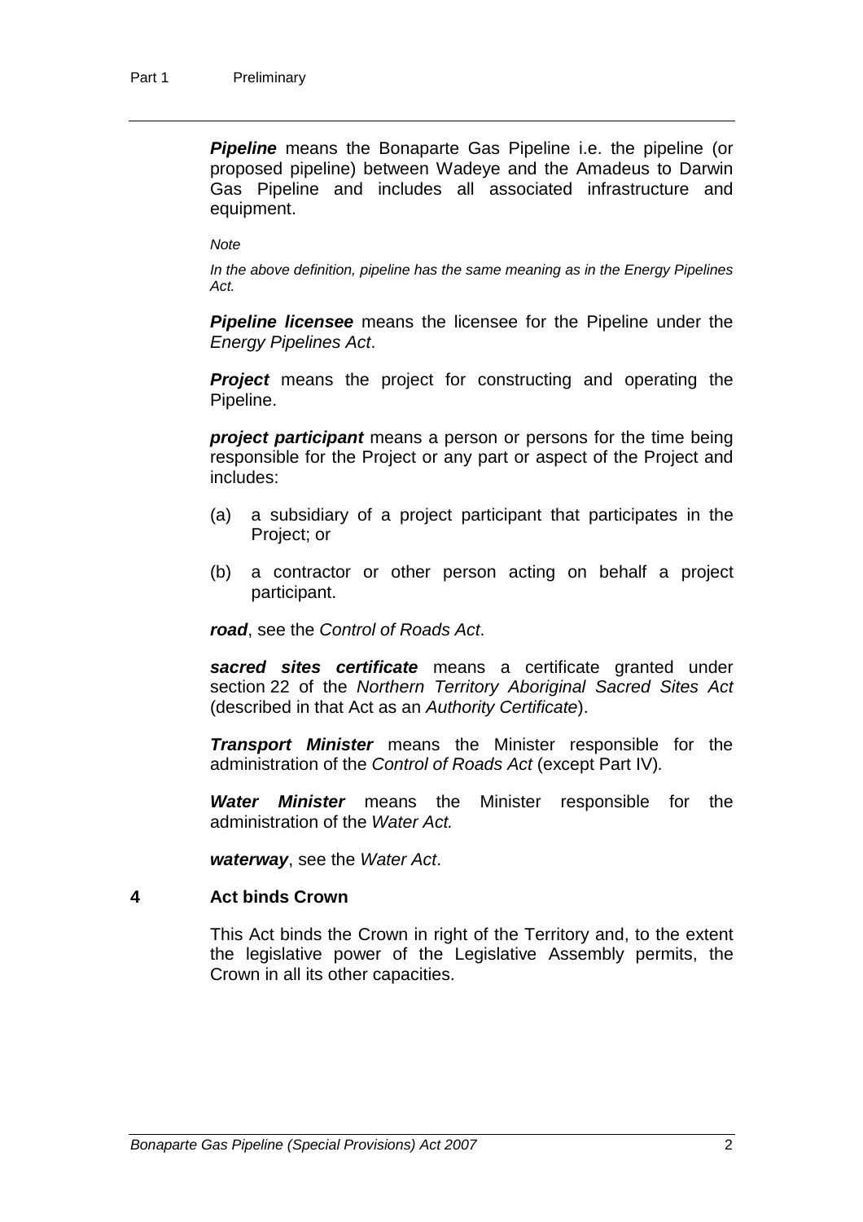***Pipeline*** means the Bonaparte Gas Pipeline i.e. the pipeline (or proposed pipeline) between Wadeye and the Amadeus to Darwin Gas Pipeline and includes all associated infrastructure and equipment.

*Note*

*In the above definition, pipeline has the same meaning as in the Energy Pipelines Act.*

***Pipeline licensee*** means the licensee for the Pipeline under the *Energy Pipelines Act*.

***Project*** means the project for constructing and operating the Pipeline.

***project participant*** means a person or persons for the time being responsible for the Project or any part or aspect of the Project and includes:

(a) a subsidiary of a project participant that participates in the Project; or

(b) a contractor or other person acting on behalf a project participant.

***road***, see the *Control of Roads Act*.

***sacred sites certificate*** means a certificate granted under section 22 of the *Northern Territory Aboriginal Sacred Sites Act* (described in that Act as an *Authority Certificate*).

***Transport Minister*** means the Minister responsible for the administration of the *Control of Roads Act* (except Part IV)*.*

***Water Minister*** means the Minister responsible for the administration of the *Water Act.*

***waterway***, see the *Water Act*.

### 4 Act binds Crown

This Act binds the Crown in right of the Territory and, to the extent the legislative power of the Legislative Assembly permits, the Crown in all its other capacities.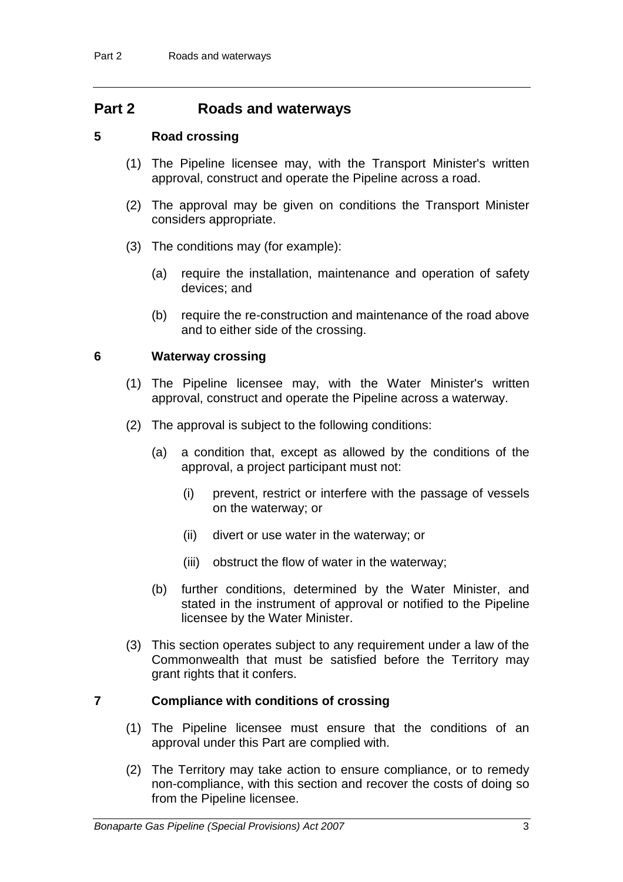# Part 2 Roads and waterways

## 5 Road crossing

(1) The Pipeline licensee may, with the Transport Minister's written approval, construct and operate the Pipeline across a road.

(2) The approval may be given on conditions the Transport Minister considers appropriate.

(3) The conditions may (for example):

(a) require the installation, maintenance and operation of safety devices; and

(b) require the re-construction and maintenance of the road above and to either side of the crossing.

## 6 Waterway crossing

(1) The Pipeline licensee may, with the Water Minister's written approval, construct and operate the Pipeline across a waterway.

(2) The approval is subject to the following conditions:

(a) a condition that, except as allowed by the conditions of the approval, a project participant must not:

(i) prevent, restrict or interfere with the passage of vessels on the waterway; or

(ii) divert or use water in the waterway; or

(iii) obstruct the flow of water in the waterway;

(b) further conditions, determined by the Water Minister, and stated in the instrument of approval or notified to the Pipeline licensee by the Water Minister.

(3) This section operates subject to any requirement under a law of the Commonwealth that must be satisfied before the Territory may grant rights that it confers.

## 7 Compliance with conditions of crossing

(1) The Pipeline licensee must ensure that the conditions of an approval under this Part are complied with.

(2) The Territory may take action to ensure compliance, or to remedy non-compliance, with this section and recover the costs of doing so from the Pipeline licensee.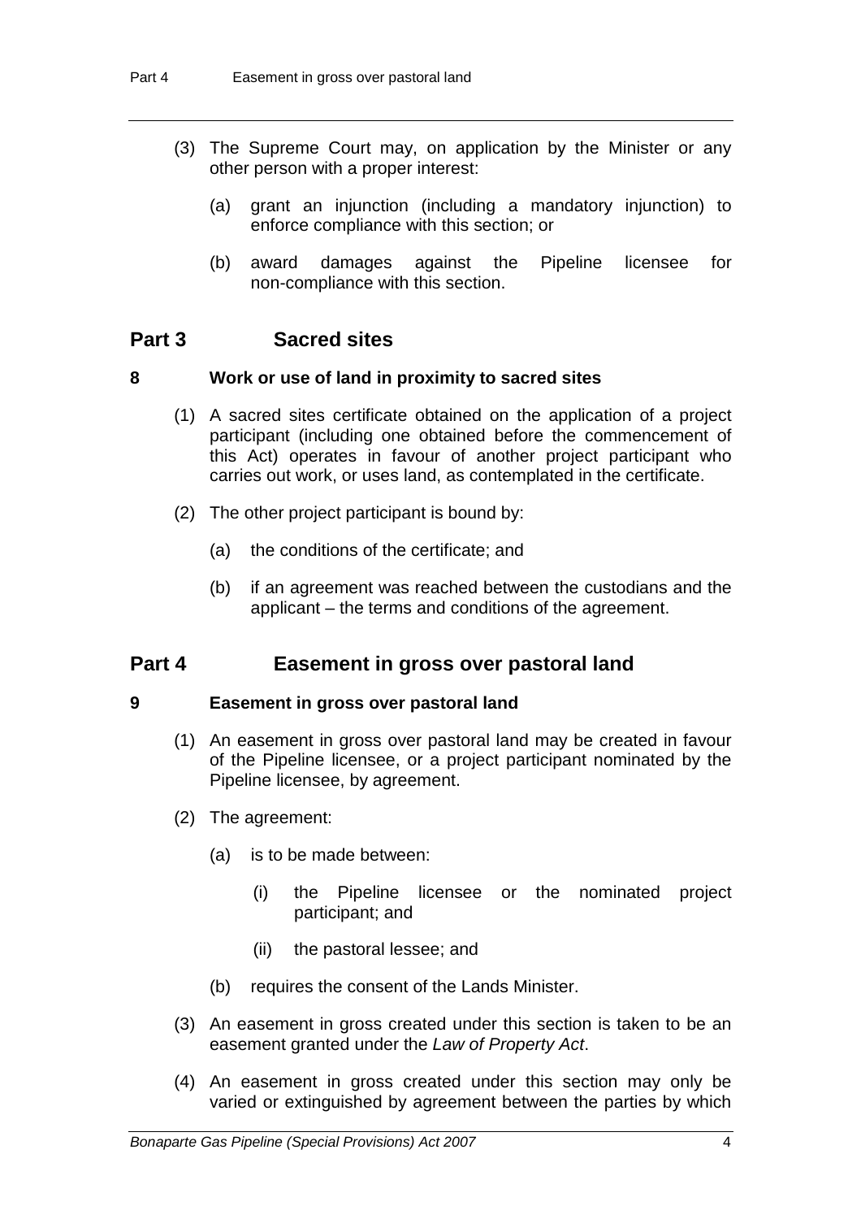(3) The Supreme Court may, on application by the Minister or any other person with a proper interest:

(a) grant an injunction (including a mandatory injunction) to enforce compliance with this section; or

(b) award damages against the Pipeline licensee for non-compliance with this section.

## Part 3 Sacred sites

### 8 Work or use of land in proximity to sacred sites

(1) A sacred sites certificate obtained on the application of a project participant (including one obtained before the commencement of this Act) operates in favour of another project participant who carries out work, or uses land, as contemplated in the certificate.

(2) The other project participant is bound by:

(a) the conditions of the certificate; and

(b) if an agreement was reached between the custodians and the applicant – the terms and conditions of the agreement.

## Part 4 Easement in gross over pastoral land

### 9 Easement in gross over pastoral land

(1) An easement in gross over pastoral land may be created in favour of the Pipeline licensee, or a project participant nominated by the Pipeline licensee, by agreement.

(2) The agreement:

(a) is to be made between:

(i) the Pipeline licensee or the nominated project participant; and

(ii) the pastoral lessee; and

(b) requires the consent of the Lands Minister.

(3) An easement in gross created under this section is taken to be an easement granted under the *Law of Property Act*.

(4) An easement in gross created under this section may only be varied or extinguished by agreement between the parties by which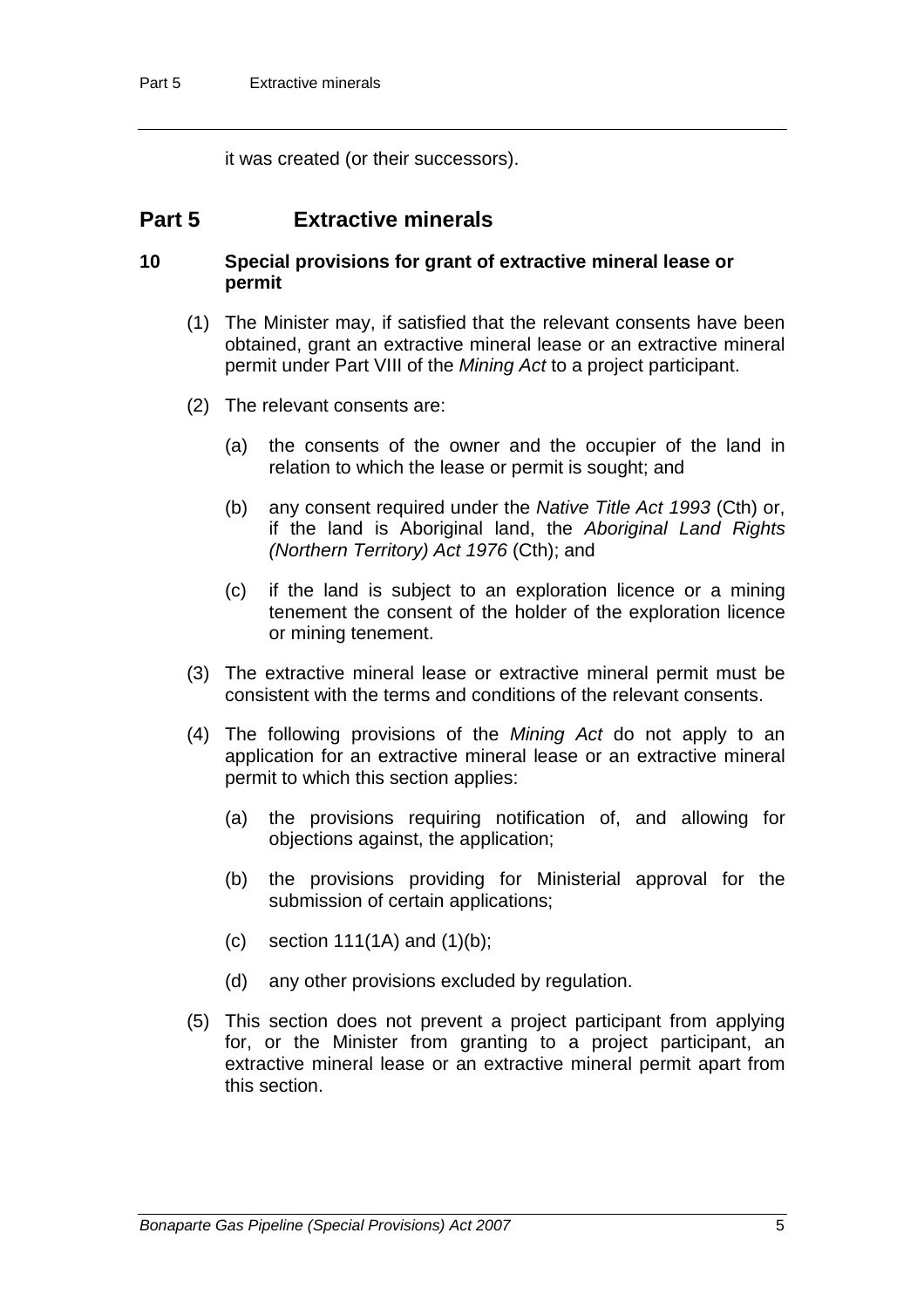it was created (or their successors).

## Part 5 Extractive minerals

### 10 Special provisions for grant of extractive mineral lease or permit

(1) The Minister may, if satisfied that the relevant consents have been obtained, grant an extractive mineral lease or an extractive mineral permit under Part VIII of the *Mining Act* to a project participant.

(2) The relevant consents are:

(a) the consents of the owner and the occupier of the land in relation to which the lease or permit is sought; and

(b) any consent required under the *Native Title Act 1993* (Cth) or, if the land is Aboriginal land, the *Aboriginal Land Rights (Northern Territory) Act 1976* (Cth); and

(c) if the land is subject to an exploration licence or a mining tenement the consent of the holder of the exploration licence or mining tenement.

(3) The extractive mineral lease or extractive mineral permit must be consistent with the terms and conditions of the relevant consents.

(4) The following provisions of the *Mining Act* do not apply to an application for an extractive mineral lease or an extractive mineral permit to which this section applies:

(a) the provisions requiring notification of, and allowing for objections against, the application;

(b) the provisions providing for Ministerial approval for the submission of certain applications;

(c) section 111(1A) and (1)(b);

(d) any other provisions excluded by regulation.

(5) This section does not prevent a project participant from applying for, or the Minister from granting to a project participant, an extractive mineral lease or an extractive mineral permit apart from this section.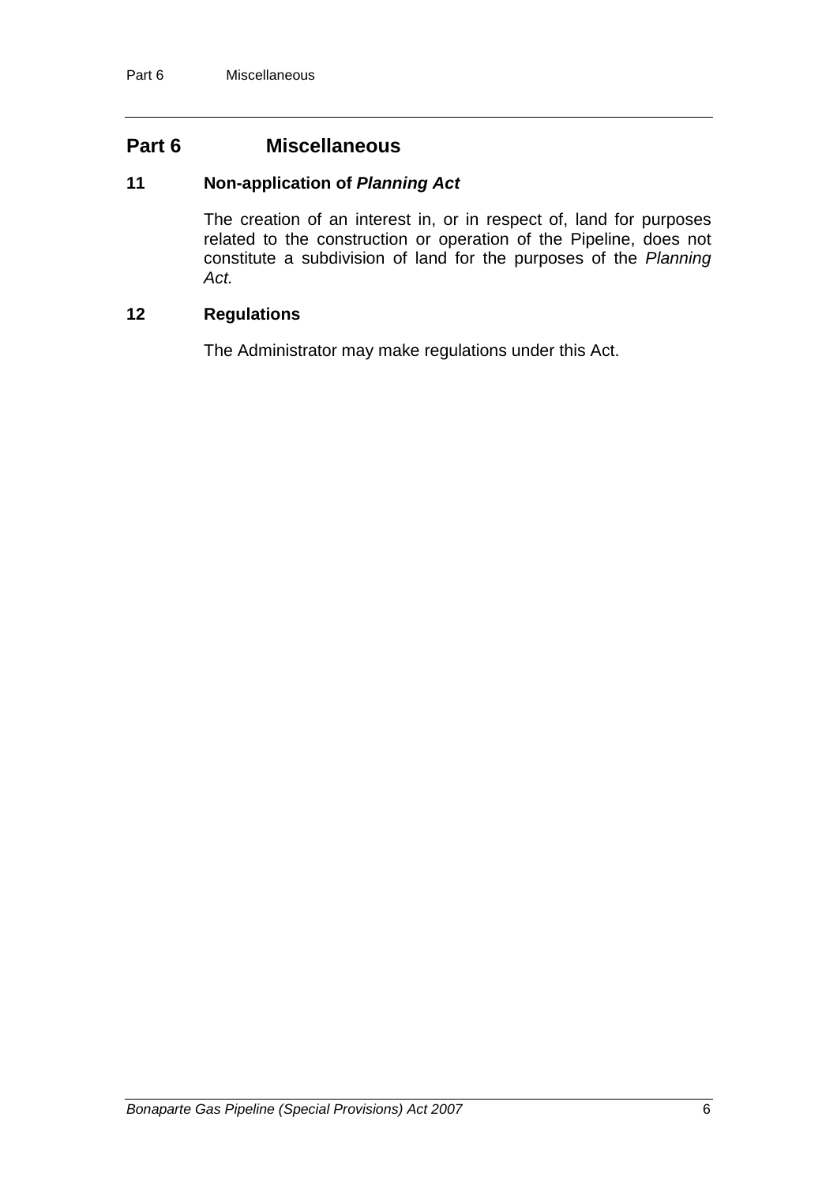## Part 6 Miscellaneous

### 11 Non-application of *Planning Act*

The creation of an interest in, or in respect of, land for purposes related to the construction or operation of the Pipeline, does not constitute a subdivision of land for the purposes of the *Planning Act.*

### 12 Regulations

The Administrator may make regulations under this Act.